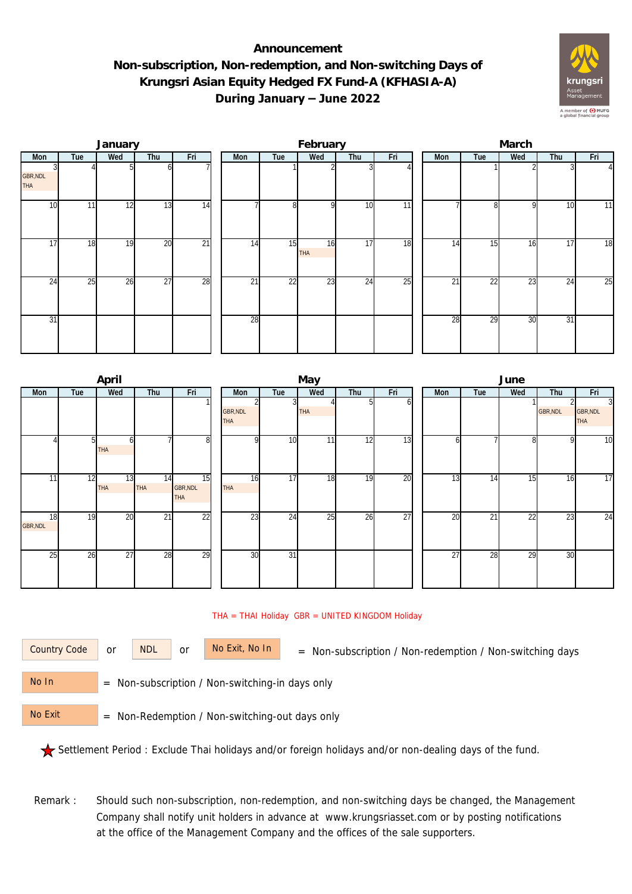# Announcement

## Non-subscription, Non-redemption, and Non-switching Days of Krungsri Asian Equity Hedged FX Fund-A (KFHASIA-A) During January – June 2022

### January

| Mon | Tue | Wed | Thu | Fri |
|---|---|---|---|---|
| 3 GBR,NDL THA | 4 | 5 | 6 | 7 |
| 10 | 11 | 12 | 13 | 14 |
| 17 | 18 | 19 | 20 | 21 |
| 24 | 25 | 26 | 27 | 28 |
| 31 | | | | |

### February

| Mon | Tue | Wed | Thu | Fri |
|---|---|---|---|---|
| | 1 | 2 | 3 | 4 |
| 7 | 8 | 9 | 10 | 11 |
| 14 | 15 | 16 THA | 17 | 18 |
| 21 | 22 | 23 | 24 | 25 |
| 28 | | | | |

### March

| Mon | Tue | Wed | Thu | Fri |
|---|---|---|---|---|
| | 1 | 2 | 3 | 4 |
| 7 | 8 | 9 | 10 | 11 |
| 14 | 15 | 16 | 17 | 18 |
| 21 | 22 | 23 | 24 | 25 |
| 28 | 29 | 30 | 31 | |

### April

| Mon | Tue | Wed | Thu | Fri |
|---|---|---|---|---|
| | | | | 1 |
| 4 | 5 | 6 THA | 7 | 8 |
| 11 | 12 | 13 THA | 14 THA | 15 GBR,NDL THA |
| 18 GBR,NDL | 19 | 20 | 21 | 22 |
| 25 | 26 | 27 | 28 | 29 |

### May

| Mon | Tue | Wed | Thu | Fri |
|---|---|---|---|---|
| 2 GBR,NDL THA | 3 | 4 THA | 5 | 6 |
| 9 | 10 | 11 | 12 | 13 |
| 16 THA | 17 | 18 | 19 | 20 |
| 23 | 24 | 25 | 26 | 27 |
| 30 | 31 | | | |

### June

| Mon | Tue | Wed | Thu | Fri |
|---|---|---|---|---|
| | | 1 | 2 GBR,NDL | 3 GBR,NDL THA |
| 6 | 7 | 8 | 9 | 10 |
| 13 | 14 | 15 | 16 | 17 |
| 20 | 21 | 22 | 23 | 24 |
| 27 | 28 | 29 | 30 | |

THA = THAI Holiday GBR = UNITED KINGDOM Holiday

Country Code or NDL or No Exit, No In = Non-subscription / Non-redemption / Non-switching days

No In = Non-subscription / Non-switching-in days only

No Exit = Non-Redemption / Non-switching-out days only

★ Settlement Period : Exclude Thai holidays and/or foreign holidays and/or non-dealing days of the fund.

Remark : Should such non-subscription, non-redemption, and non-switching days be changed, the Management Company shall notify unit holders in advance at www.krungsriasset.com or by posting notifications at the office of the Management Company and the offices of the sale supporters.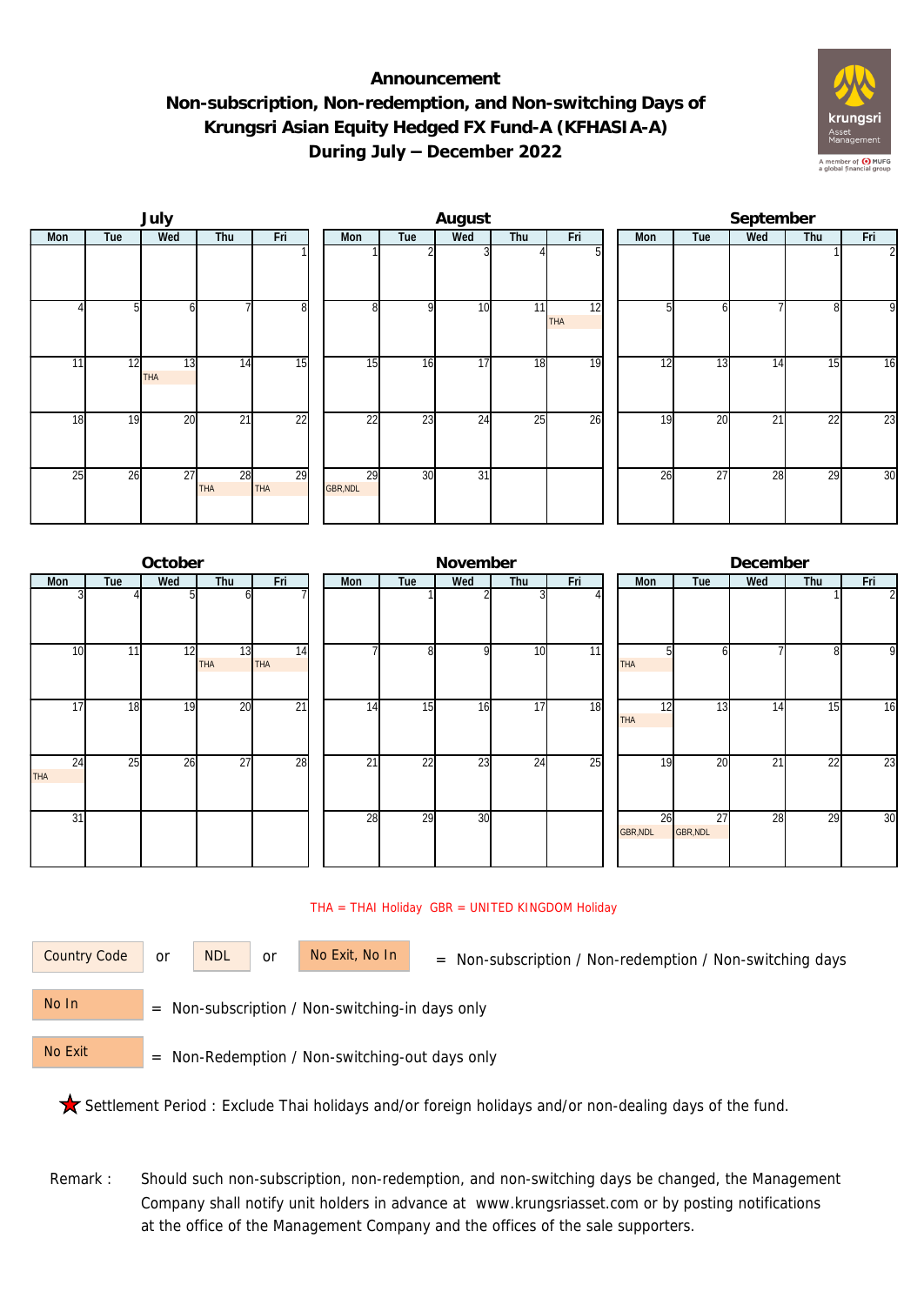**Announcement**
**Non-subscription, Non-redemption, and Non-switching Days of Krungsri Asian Equity Hedged FX Fund-A (KFHASIA-A)**
**During July – December 2022**

### July

| Mon | Tue | Wed | Thu | Fri |
|---|---|---|---|---|
| | | | | 1 |
| 4 | 5 | 6 | 7 | 8 |
| 11 | 12 | 13 THA | 14 | 15 |
| 18 | 19 | 20 | 21 | 22 |
| 25 | 26 | 27 | 28 THA | 29 THA |

### August

| Mon | Tue | Wed | Thu | Fri |
|---|---|---|---|---|
| 1 | 2 | 3 | 4 | 5 |
| 8 | 9 | 10 | 11 | 12 THA |
| 15 | 16 | 17 | 18 | 19 |
| 22 | 23 | 24 | 25 | 26 |
| 29 GBR,NDL | 30 | 31 | | |

### September

| Mon | Tue | Wed | Thu | Fri |
|---|---|---|---|---|
| | | | 1 | 2 |
| 5 | 6 | 7 | 8 | 9 |
| 12 | 13 | 14 | 15 | 16 |
| 19 | 20 | 21 | 22 | 23 |
| 26 | 27 | 28 | 29 | 30 |

### October

| Mon | Tue | Wed | Thu | Fri |
|---|---|---|---|---|
| 3 | 4 | 5 | 6 | 7 |
| 10 | 11 | 12 | 13 THA | 14 THA |
| 17 | 18 | 19 | 20 | 21 |
| 24 THA | 25 | 26 | 27 | 28 |
| 31 | | | | |

### November

| Mon | Tue | Wed | Thu | Fri |
|---|---|---|---|---|
| | 1 | 2 | 3 | 4 |
| 7 | 8 | 9 | 10 | 11 |
| 14 | 15 | 16 | 17 | 18 |
| 21 | 22 | 23 | 24 | 25 |
| 28 | 29 | 30 | | |

### December

| Mon | Tue | Wed | Thu | Fri |
|---|---|---|---|---|
| | | | 1 | 2 |
| 5 THA | 6 | 7 | 8 | 9 |
| 12 THA | 13 | 14 | 15 | 16 |
| 19 | 20 | 21 | 22 | 23 |
| 26 GBR,NDL | 27 GBR,NDL | 28 | 29 | 30 |

THA = THAI Holiday GBR = UNITED KINGDOM Holiday

Country Code or NDL or No Exit, No In = Non-subscription / Non-redemption / Non-switching days

No In = Non-subscription / Non-switching-in days only

No Exit = Non-Redemption / Non-switching-out days only

★ Settlement Period : Exclude Thai holidays and/or foreign holidays and/or non-dealing days of the fund.

Remark : Should such non-subscription, non-redemption, and non-switching days be changed, the Management Company shall notify unit holders in advance at www.krungsriasset.com or by posting notifications at the office of the Management Company and the offices of the sale supporters.